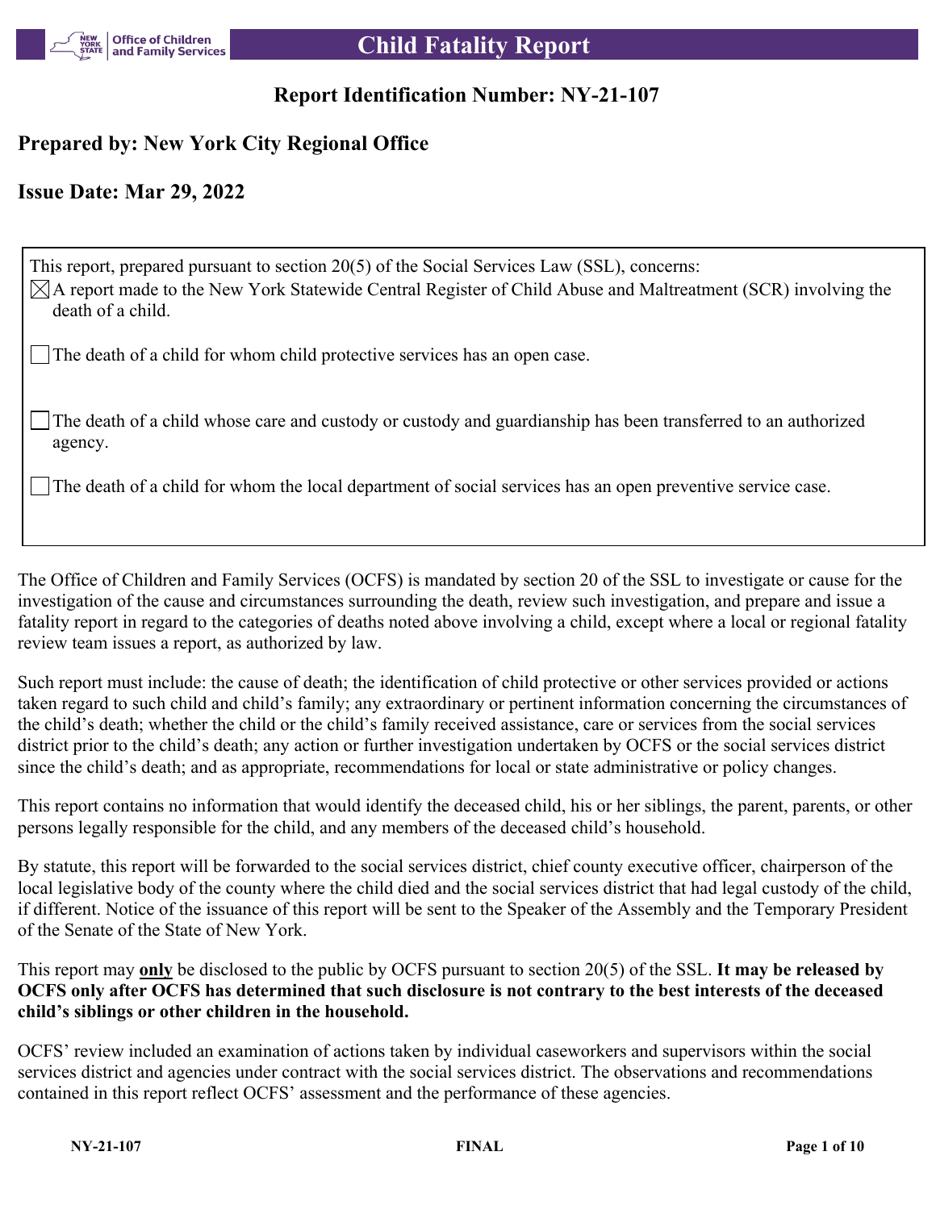# Child Fatality Report

## Report Identification Number: NY-21-107

### Prepared by: New York City Regional Office

### Issue Date: Mar 29, 2022

This report, prepared pursuant to section 20(5) of the Social Services Law (SSL), concerns:

- ☒ A report made to the New York Statewide Central Register of Child Abuse and Maltreatment (SCR) involving the death of a child.
- ☐ The death of a child for whom child protective services has an open case.
- ☐ The death of a child whose care and custody or custody and guardianship has been transferred to an authorized agency.
- ☐ The death of a child for whom the local department of social services has an open preventive service case.

The Office of Children and Family Services (OCFS) is mandated by section 20 of the SSL to investigate or cause for the investigation of the cause and circumstances surrounding the death, review such investigation, and prepare and issue a fatality report in regard to the categories of deaths noted above involving a child, except where a local or regional fatality review team issues a report, as authorized by law.

Such report must include: the cause of death; the identification of child protective or other services provided or actions taken regard to such child and child's family; any extraordinary or pertinent information concerning the circumstances of the child's death; whether the child or the child's family received assistance, care or services from the social services district prior to the child's death; any action or further investigation undertaken by OCFS or the social services district since the child's death; and as appropriate, recommendations for local or state administrative or policy changes.

This report contains no information that would identify the deceased child, his or her siblings, the parent, parents, or other persons legally responsible for the child, and any members of the deceased child's household.

By statute, this report will be forwarded to the social services district, chief county executive officer, chairperson of the local legislative body of the county where the child died and the social services district that had legal custody of the child, if different. Notice of the issuance of this report will be sent to the Speaker of the Assembly and the Temporary President of the Senate of the State of New York.

This report may **only** be disclosed to the public by OCFS pursuant to section 20(5) of the SSL. **It may be released by OCFS only after OCFS has determined that such disclosure is not contrary to the best interests of the deceased child's siblings or other children in the household.**

OCFS' review included an examination of actions taken by individual caseworkers and supervisors within the social services district and agencies under contract with the social services district. The observations and recommendations contained in this report reflect OCFS' assessment and the performance of these agencies.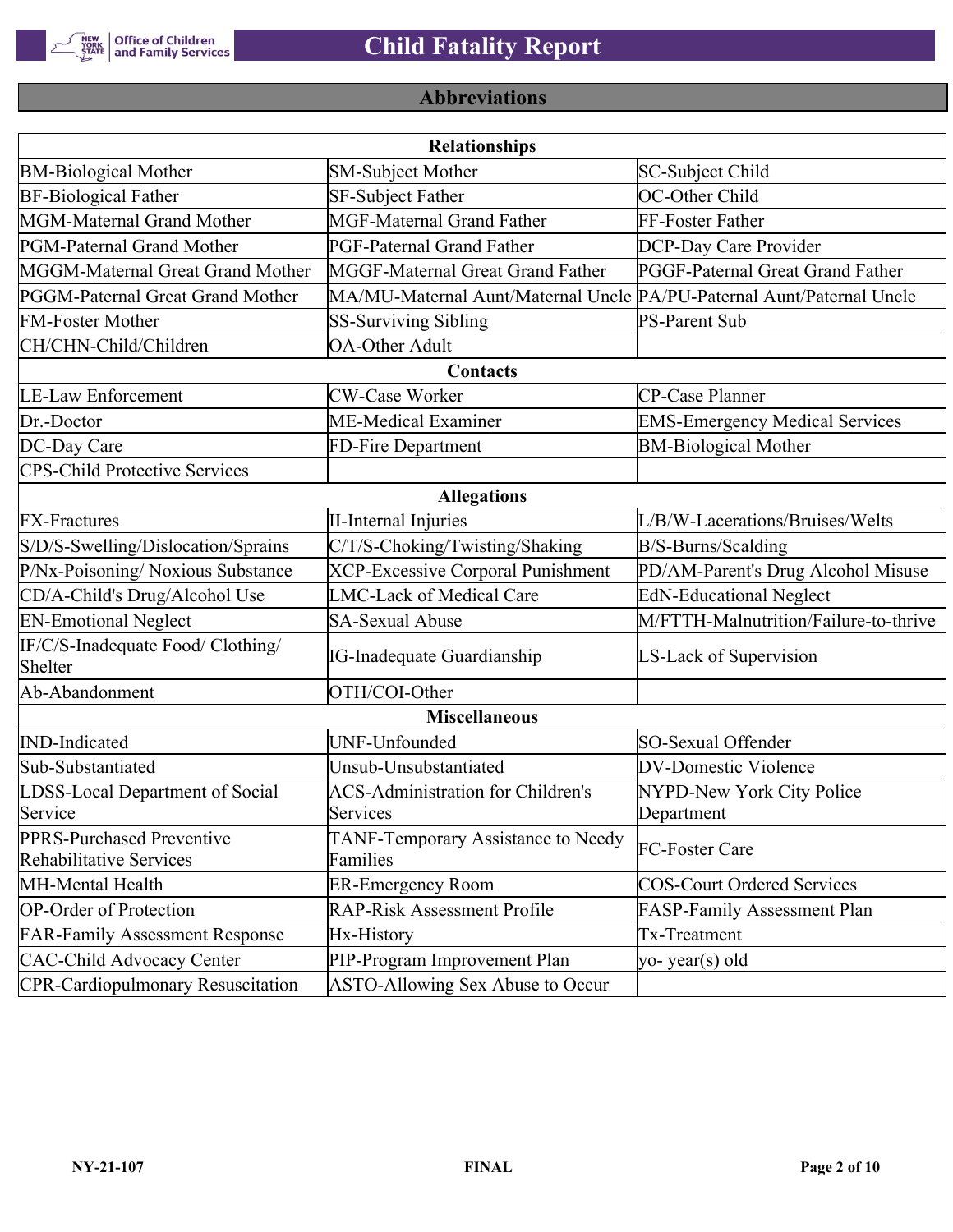## Abbreviations

| Relationships | | |
|---|---|---|
| BM-Biological Mother | SM-Subject Mother | SC-Subject Child |
| BF-Biological Father | SF-Subject Father | OC-Other Child |
| MGM-Maternal Grand Mother | MGF-Maternal Grand Father | FF-Foster Father |
| PGM-Paternal Grand Mother | PGF-Paternal Grand Father | DCP-Day Care Provider |
| MGGM-Maternal Great Grand Mother | MGGF-Maternal Great Grand Father | PGGF-Paternal Great Grand Father |
| PGGM-Paternal Great Grand Mother | MA/MU-Maternal Aunt/Maternal Uncle | PA/PU-Paternal Aunt/Paternal Uncle |
| FM-Foster Mother | SS-Surviving Sibling | PS-Parent Sub |
| CH/CHN-Child/Children | OA-Other Adult | |
| **Contacts** | | |
| LE-Law Enforcement | CW-Case Worker | CP-Case Planner |
| Dr.-Doctor | ME-Medical Examiner | EMS-Emergency Medical Services |
| DC-Day Care | FD-Fire Department | BM-Biological Mother |
| CPS-Child Protective Services | | |
| **Allegations** | | |
| FX-Fractures | II-Internal Injuries | L/B/W-Lacerations/Bruises/Welts |
| S/D/S-Swelling/Dislocation/Sprains | C/T/S-Choking/Twisting/Shaking | B/S-Burns/Scalding |
| P/Nx-Poisoning/ Noxious Substance | XCP-Excessive Corporal Punishment | PD/AM-Parent's Drug Alcohol Misuse |
| CD/A-Child's Drug/Alcohol Use | LMC-Lack of Medical Care | EdN-Educational Neglect |
| EN-Emotional Neglect | SA-Sexual Abuse | M/FTTH-Malnutrition/Failure-to-thrive |
| IF/C/S-Inadequate Food/ Clothing/ Shelter | IG-Inadequate Guardianship | LS-Lack of Supervision |
| Ab-Abandonment | OTH/COI-Other | |
| **Miscellaneous** | | |
| IND-Indicated | UNF-Unfounded | SO-Sexual Offender |
| Sub-Substantiated | Unsub-Unsubstantiated | DV-Domestic Violence |
| LDSS-Local Department of Social Service | ACS-Administration for Children's Services | NYPD-New York City Police Department |
| PPRS-Purchased Preventive Rehabilitative Services | TANF-Temporary Assistance to Needy Families | FC-Foster Care |
| MH-Mental Health | ER-Emergency Room | COS-Court Ordered Services |
| OP-Order of Protection | RAP-Risk Assessment Profile | FASP-Family Assessment Plan |
| FAR-Family Assessment Response | Hx-History | Tx-Treatment |
| CAC-Child Advocacy Center | PIP-Program Improvement Plan | yo- year(s) old |
| CPR-Cardiopulmonary Resuscitation | ASTO-Allowing Sex Abuse to Occur | |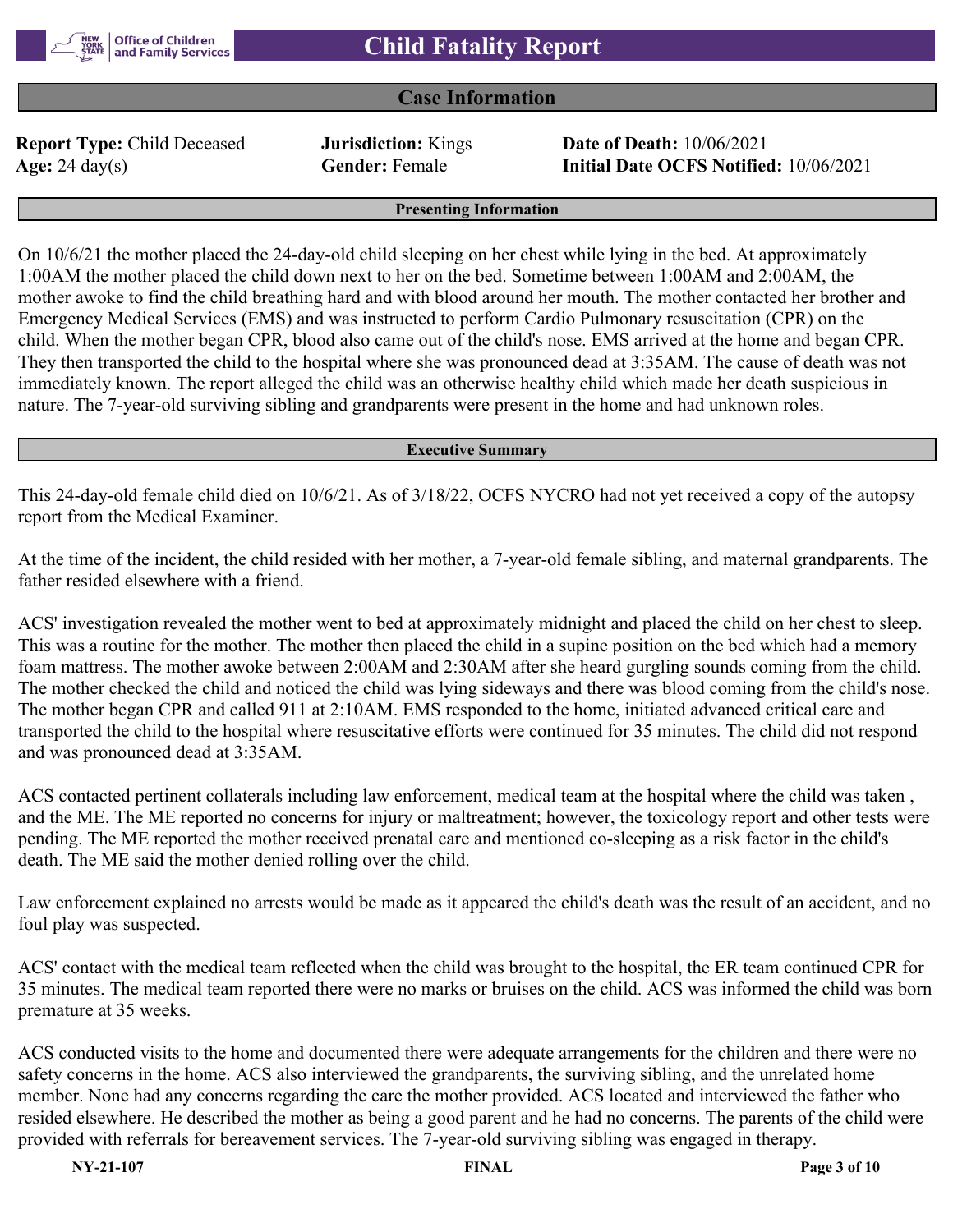# Child Fatality Report

## Case Information

**Report Type:** Child Deceased
**Jurisdiction:** Kings
**Date of Death:** 10/06/2021
**Age:** 24 day(s)
**Gender:** Female
**Initial Date OCFS Notified:** 10/06/2021

### Presenting Information

On 10/6/21 the mother placed the 24-day-old child sleeping on her chest while lying in the bed. At approximately 1:00AM the mother placed the child down next to her on the bed. Sometime between 1:00AM and 2:00AM, the mother awoke to find the child breathing hard and with blood around her mouth. The mother contacted her brother and Emergency Medical Services (EMS) and was instructed to perform Cardio Pulmonary resuscitation (CPR) on the child. When the mother began CPR, blood also came out of the child's nose. EMS arrived at the home and began CPR. They then transported the child to the hospital where she was pronounced dead at 3:35AM. The cause of death was not immediately known. The report alleged the child was an otherwise healthy child which made her death suspicious in nature. The 7-year-old surviving sibling and grandparents were present in the home and had unknown roles.

### Executive Summary

This 24-day-old female child died on 10/6/21. As of 3/18/22, OCFS NYCRO had not yet received a copy of the autopsy report from the Medical Examiner.

At the time of the incident, the child resided with her mother, a 7-year-old female sibling, and maternal grandparents. The father resided elsewhere with a friend.

ACS' investigation revealed the mother went to bed at approximately midnight and placed the child on her chest to sleep. This was a routine for the mother. The mother then placed the child in a supine position on the bed which had a memory foam mattress. The mother awoke between 2:00AM and 2:30AM after she heard gurgling sounds coming from the child. The mother checked the child and noticed the child was lying sideways and there was blood coming from the child's nose. The mother began CPR and called 911 at 2:10AM. EMS responded to the home, initiated advanced critical care and transported the child to the hospital where resuscitative efforts were continued for 35 minutes. The child did not respond and was pronounced dead at 3:35AM.

ACS contacted pertinent collaterals including law enforcement, medical team at the hospital where the child was taken , and the ME. The ME reported no concerns for injury or maltreatment; however, the toxicology report and other tests were pending. The ME reported the mother received prenatal care and mentioned co-sleeping as a risk factor in the child's death. The ME said the mother denied rolling over the child.

Law enforcement explained no arrests would be made as it appeared the child's death was the result of an accident, and no foul play was suspected.

ACS' contact with the medical team reflected when the child was brought to the hospital, the ER team continued CPR for 35 minutes. The medical team reported there were no marks or bruises on the child. ACS was informed the child was born premature at 35 weeks.

ACS conducted visits to the home and documented there were adequate arrangements for the children and there were no safety concerns in the home. ACS also interviewed the grandparents, the surviving sibling, and the unrelated home member. None had any concerns regarding the care the mother provided. ACS located and interviewed the father who resided elsewhere. He described the mother as being a good parent and he had no concerns. The parents of the child were provided with referrals for bereavement services. The 7-year-old surviving sibling was engaged in therapy.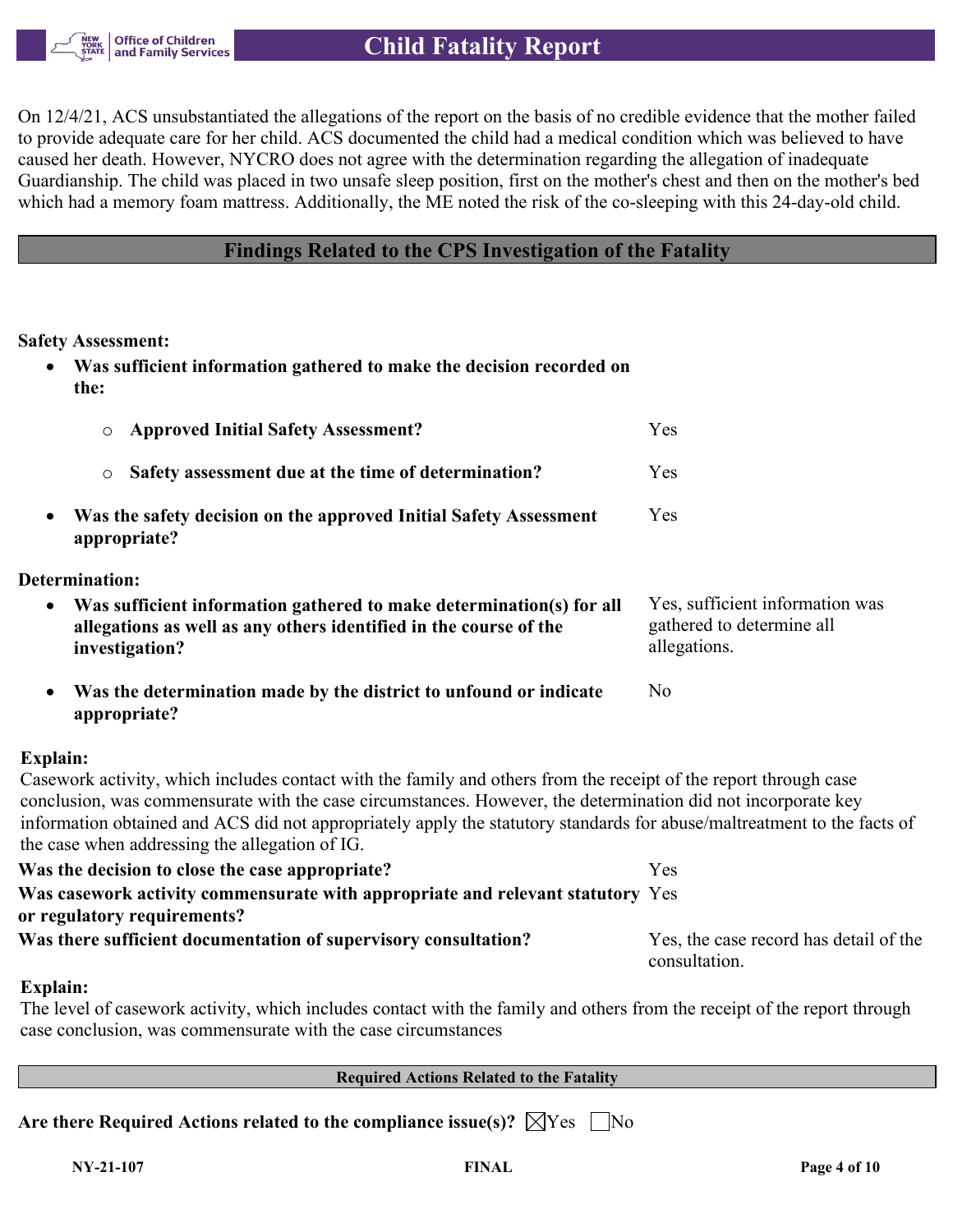On 12/4/21, ACS unsubstantiated the allegations of the report on the basis of no credible evidence that the mother failed to provide adequate care for her child. ACS documented the child had a medical condition which was believed to have caused her death. However, NYCRO does not agree with the determination regarding the allegation of inadequate Guardianship. The child was placed in two unsafe sleep position, first on the mother's chest and then on the mother's bed which had a memory foam mattress. Additionally, the ME noted the risk of the co-sleeping with this 24-day-old child.

## Findings Related to the CPS Investigation of the Fatality

**Safety Assessment:**

- **Was sufficient information gathered to make the decision recorded on the:**
  - **Approved Initial Safety Assessment?** Yes
  - **Safety assessment due at the time of determination?** Yes
- **Was the safety decision on the approved Initial Safety Assessment appropriate?** Yes

**Determination:**

- **Was sufficient information gathered to make determination(s) for all allegations as well as any others identified in the course of the investigation?** Yes, sufficient information was gathered to determine all allegations.
- **Was the determination made by the district to unfound or indicate appropriate?** No

**Explain:**
Casework activity, which includes contact with the family and others from the receipt of the report through case conclusion, was commensurate with the case circumstances. However, the determination did not incorporate key information obtained and ACS did not appropriately apply the statutory standards for abuse/maltreatment to the facts of the case when addressing the allegation of IG.

**Was the decision to close the case appropriate?** Yes

**Was casework activity commensurate with appropriate and relevant statutory or regulatory requirements?** Yes

**Was there sufficient documentation of supervisory consultation?** Yes, the case record has detail of the consultation.

**Explain:**
The level of casework activity, which includes contact with the family and others from the receipt of the report through case conclusion, was commensurate with the case circumstances

### Required Actions Related to the Fatality

**Are there Required Actions related to the compliance issue(s)?** ☒Yes ☐No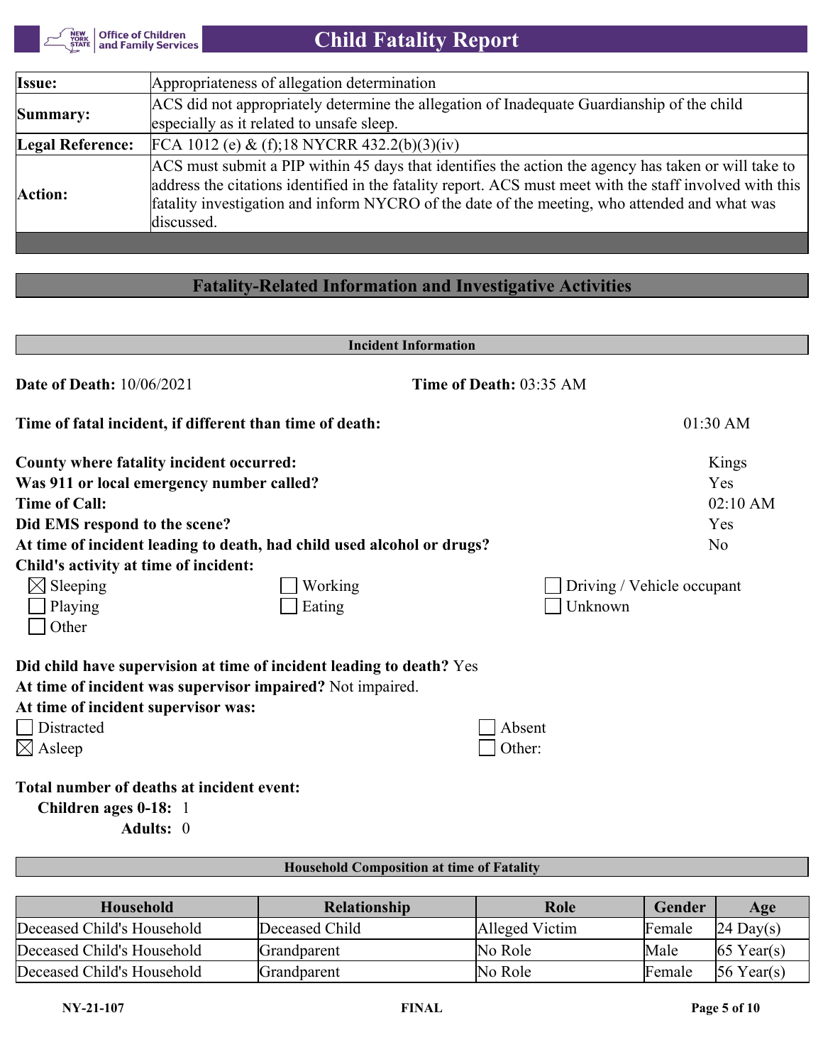| Issue: | Appropriateness of allegation determination |
|---|---|
| Summary: | ACS did not appropriately determine the allegation of Inadequate Guardianship of the child especially as it related to unsafe sleep. |
| Legal Reference: | FCA 1012 (e) & (f);18 NYCRR 432.2(b)(3)(iv) |
| Action: | ACS must submit a PIP within 45 days that identifies the action the agency has taken or will take to address the citations identified in the fatality report. ACS must meet with the staff involved with this fatality investigation and inform NYCRO of the date of the meeting, who attended and what was discussed. |

## Fatality-Related Information and Investigative Activities

### Incident Information

**Date of Death:** 10/06/2021 **Time of Death:** 03:35 AM

**Time of fatal incident, if different than time of death:** 01:30 AM

**County where fatality incident occurred:** Kings
**Was 911 or local emergency number called?** Yes
**Time of Call:** 02:10 AM
**Did EMS respond to the scene?** Yes
**At time of incident leading to death, had child used alcohol or drugs?** No
**Child's activity at time of incident:**

- [x] Sleeping
- [ ] Working
- [ ] Driving / Vehicle occupant
- [ ] Playing
- [ ] Eating
- [ ] Unknown
- [ ] Other

**Did child have supervision at time of incident leading to death?** Yes
**At time of incident was supervisor impaired?** Not impaired.
**At time of incident supervisor was:**

- [ ] Distracted
- [ ] Absent
- [x] Asleep
- [ ] Other:

**Total number of deaths at incident event:**
**Children ages 0-18:** 1
**Adults:** 0

### Household Composition at time of Fatality

| Household | Relationship | Role | Gender | Age |
|---|---|---|---|---|
| Deceased Child's Household | Deceased Child | Alleged Victim | Female | 24 Day(s) |
| Deceased Child's Household | Grandparent | No Role | Male | 65 Year(s) |
| Deceased Child's Household | Grandparent | No Role | Female | 56 Year(s) |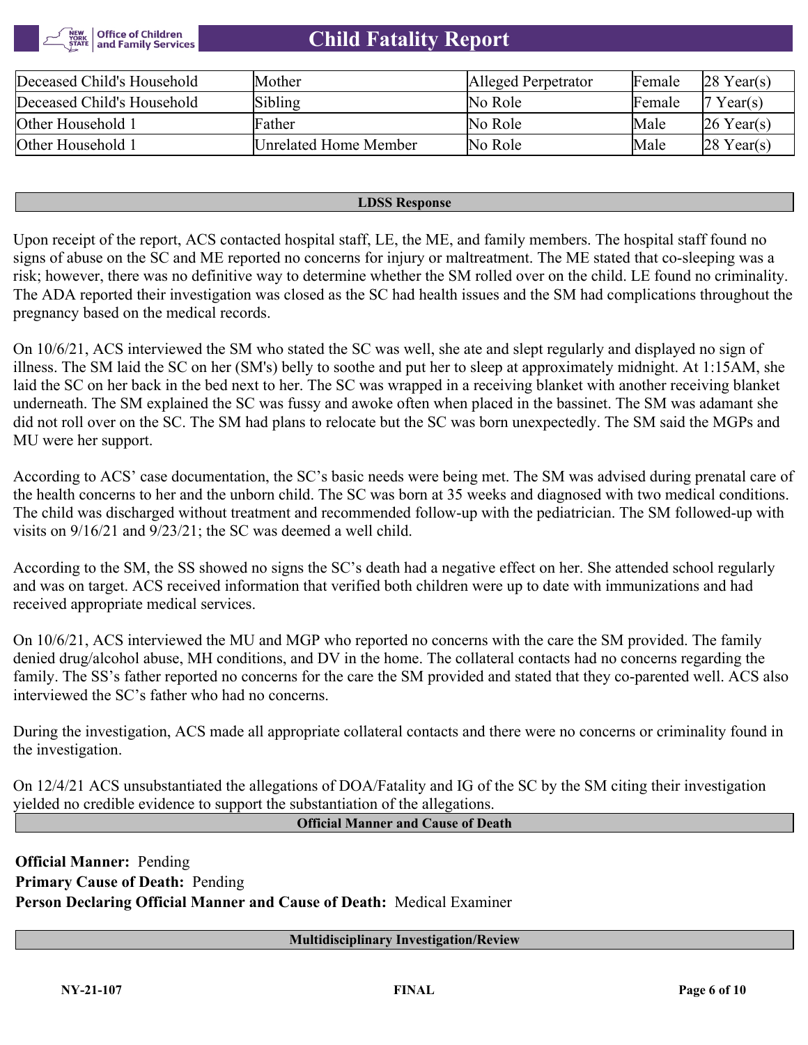| Deceased Child's Household | Mother | Alleged Perpetrator | Female | 28 Year(s) |
|---|---|---|---|---|
| Deceased Child's Household | Sibling | No Role | Female | 7 Year(s) |
| Other Household 1 | Father | No Role | Male | 26 Year(s) |
| Other Household 1 | Unrelated Home Member | No Role | Male | 28 Year(s) |

## LDSS Response

Upon receipt of the report, ACS contacted hospital staff, LE, the ME, and family members. The hospital staff found no signs of abuse on the SC and ME reported no concerns for injury or maltreatment. The ME stated that co-sleeping was a risk; however, there was no definitive way to determine whether the SM rolled over on the child. LE found no criminality. The ADA reported their investigation was closed as the SC had health issues and the SM had complications throughout the pregnancy based on the medical records.

On 10/6/21, ACS interviewed the SM who stated the SC was well, she ate and slept regularly and displayed no sign of illness. The SM laid the SC on her (SM's) belly to soothe and put her to sleep at approximately midnight. At 1:15AM, she laid the SC on her back in the bed next to her. The SC was wrapped in a receiving blanket with another receiving blanket underneath. The SM explained the SC was fussy and awoke often when placed in the bassinet. The SM was adamant she did not roll over on the SC. The SM had plans to relocate but the SC was born unexpectedly. The SM said the MGPs and MU were her support.

According to ACS' case documentation, the SC's basic needs were being met. The SM was advised during prenatal care of the health concerns to her and the unborn child. The SC was born at 35 weeks and diagnosed with two medical conditions. The child was discharged without treatment and recommended follow-up with the pediatrician. The SM followed-up with visits on 9/16/21 and 9/23/21; the SC was deemed a well child.

According to the SM, the SS showed no signs the SC's death had a negative effect on her. She attended school regularly and was on target. ACS received information that verified both children were up to date with immunizations and had received appropriate medical services.

On 10/6/21, ACS interviewed the MU and MGP who reported no concerns with the care the SM provided. The family denied drug/alcohol abuse, MH conditions, and DV in the home. The collateral contacts had no concerns regarding the family. The SS's father reported no concerns for the care the SM provided and stated that they co-parented well. ACS also interviewed the SC's father who had no concerns.

During the investigation, ACS made all appropriate collateral contacts and there were no concerns or criminality found in the investigation.

On 12/4/21 ACS unsubstantiated the allegations of DOA/Fatality and IG of the SC by the SM citing their investigation yielded no credible evidence to support the substantiation of the allegations.

## Official Manner and Cause of Death

**Official Manner:** Pending
**Primary Cause of Death:** Pending
**Person Declaring Official Manner and Cause of Death:** Medical Examiner

## Multidisciplinary Investigation/Review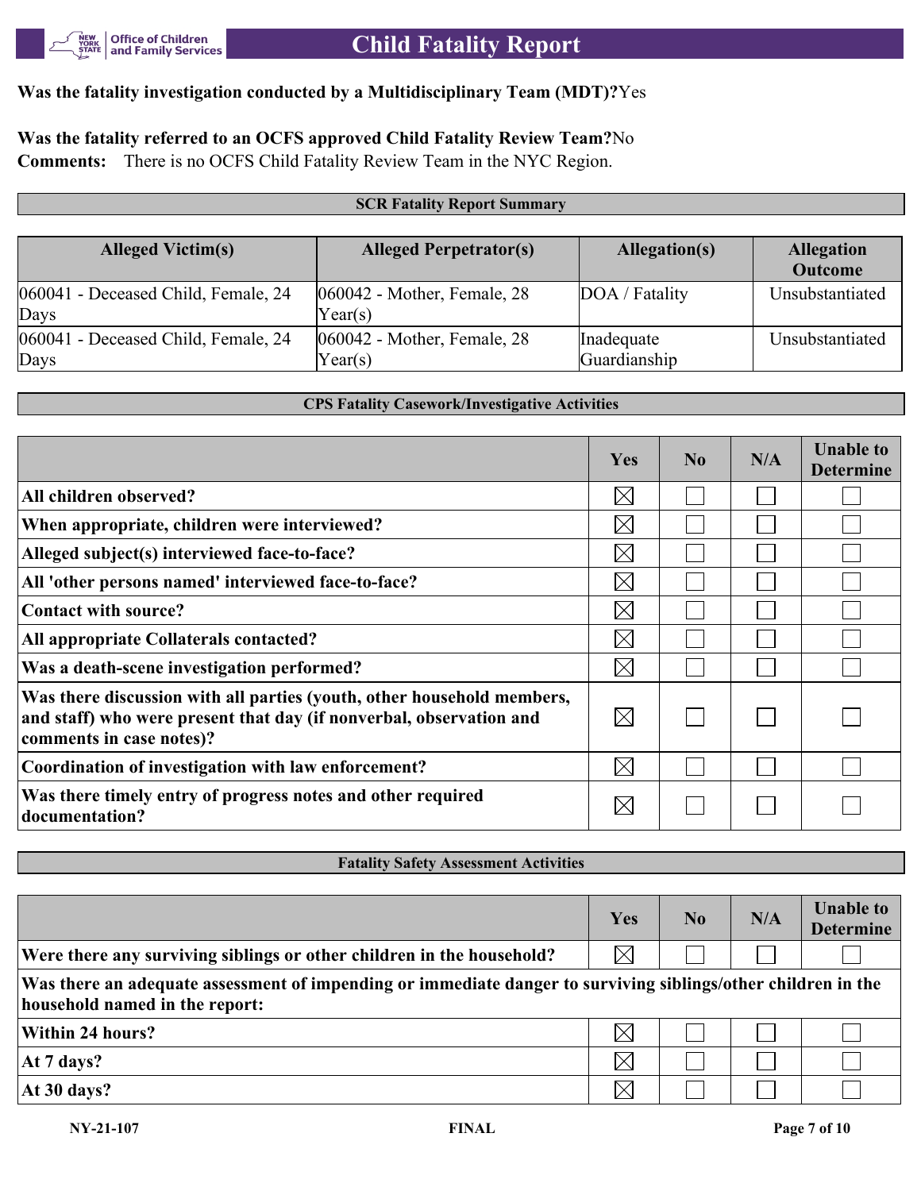**Was the fatality investigation conducted by a Multidisciplinary Team (MDT)?** Yes

**Was the fatality referred to an OCFS approved Child Fatality Review Team?** No

**Comments:** There is no OCFS Child Fatality Review Team in the NYC Region.

## SCR Fatality Report Summary

| Alleged Victim(s) | Alleged Perpetrator(s) | Allegation(s) | Allegation Outcome |
|---|---|---|---|
| 060041 - Deceased Child, Female, 24 Days | 060042 - Mother, Female, 28 Year(s) | DOA / Fatality | Unsubstantiated |
| 060041 - Deceased Child, Female, 24 Days | 060042 - Mother, Female, 28 Year(s) | Inadequate Guardianship | Unsubstantiated |

## CPS Fatality Casework/Investigative Activities

| | Yes | No | N/A | Unable to Determine |
|---|---|---|---|---|
| All children observed? | ☒ | ☐ | ☐ | ☐ |
| When appropriate, children were interviewed? | ☒ | ☐ | ☐ | ☐ |
| Alleged subject(s) interviewed face-to-face? | ☒ | ☐ | ☐ | ☐ |
| All 'other persons named' interviewed face-to-face? | ☒ | ☐ | ☐ | ☐ |
| Contact with source? | ☒ | ☐ | ☐ | ☐ |
| All appropriate Collaterals contacted? | ☒ | ☐ | ☐ | ☐ |
| Was a death-scene investigation performed? | ☒ | ☐ | ☐ | ☐ |
| Was there discussion with all parties (youth, other household members, and staff) who were present that day (if nonverbal, observation and comments in case notes)? | ☒ | ☐ | ☐ | ☐ |
| Coordination of investigation with law enforcement? | ☒ | ☐ | ☐ | ☐ |
| Was there timely entry of progress notes and other required documentation? | ☒ | ☐ | ☐ | ☐ |

## Fatality Safety Assessment Activities

| | Yes | No | N/A | Unable to Determine |
|---|---|---|---|---|
| Were there any surviving siblings or other children in the household? | ☒ | ☐ | ☐ | ☐ |
| **Was there an adequate assessment of impending or immediate danger to surviving siblings/other children in the household named in the report:** | | | | |
| Within 24 hours? | ☒ | ☐ | ☐ | ☐ |
| At 7 days? | ☒ | ☐ | ☐ | ☐ |
| At 30 days? | ☒ | ☐ | ☐ | ☐ |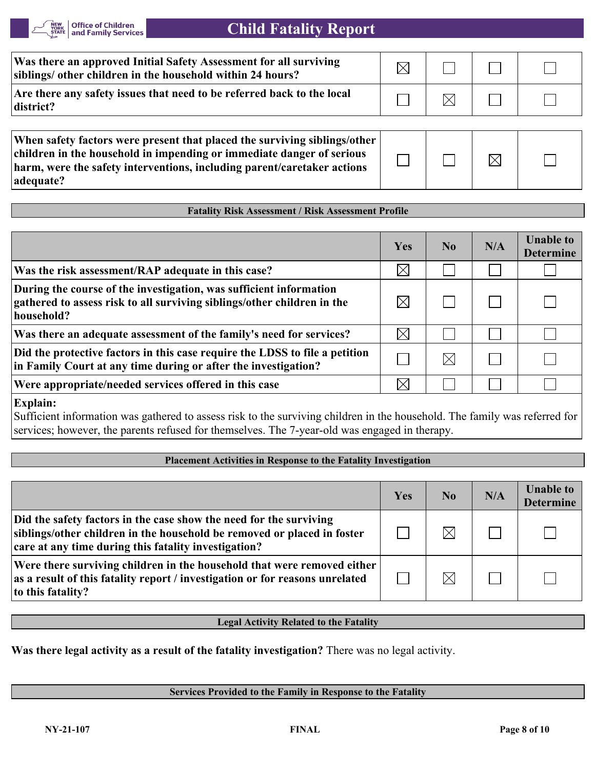| | | | | |
|---|---|---|---|---|
| **Was there an approved Initial Safety Assessment for all surviving siblings/ other children in the household within 24 hours?** | ☒ | ☐ | ☐ | ☐ |
| **Are there any safety issues that need to be referred back to the local district?** | ☐ | ☒ | ☐ | ☐ |

| | | | | |
|---|---|---|---|---|
| **When safety factors were present that placed the surviving siblings/other children in the household in impending or immediate danger of serious harm, were the safety interventions, including parent/caretaker actions adequate?** | ☐ | ☐ | ☒ | ☐ |

## Fatality Risk Assessment / Risk Assessment Profile

| | Yes | No | N/A | Unable to Determine |
|---|---|---|---|---|
| **Was the risk assessment/RAP adequate in this case?** | ☒ | ☐ | ☐ | ☐ |
| **During the course of the investigation, was sufficient information gathered to assess risk to all surviving siblings/other children in the household?** | ☒ | ☐ | ☐ | ☐ |
| **Was there an adequate assessment of the family's need for services?** | ☒ | ☐ | ☐ | ☐ |
| **Did the protective factors in this case require the LDSS to file a petition in Family Court at any time during or after the investigation?** | ☐ | ☒ | ☐ | ☐ |
| **Were appropriate/needed services offered in this case** | ☒ | ☐ | ☐ | ☐ |

**Explain:**
Sufficient information was gathered to assess risk to the surviving children in the household. The family was referred for services; however, the parents refused for themselves. The 7-year-old was engaged in therapy.

## Placement Activities in Response to the Fatality Investigation

| | Yes | No | N/A | Unable to Determine |
|---|---|---|---|---|
| **Did the safety factors in the case show the need for the surviving siblings/other children in the household be removed or placed in foster care at any time during this fatality investigation?** | ☐ | ☒ | ☐ | ☐ |
| **Were there surviving children in the household that were removed either as a result of this fatality report / investigation or for reasons unrelated to this fatality?** | ☐ | ☒ | ☐ | ☐ |

## Legal Activity Related to the Fatality

**Was there legal activity as a result of the fatality investigation?** There was no legal activity.

## Services Provided to the Family in Response to the Fatality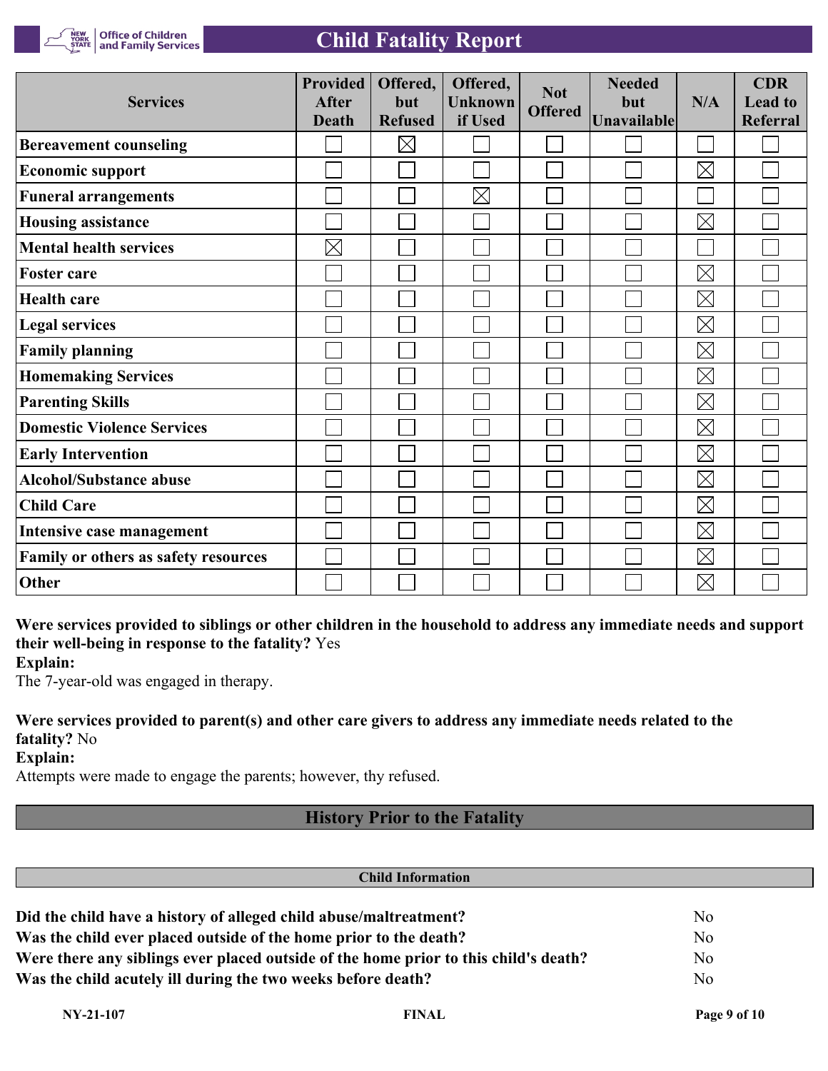| Services | Provided After Death | Offered, but Refused | Offered, Unknown if Used | Not Offered | Needed but Unavailable | N/A | CDR Lead to Referral |
|---|---|---|---|---|---|---|---|
| Bereavement counseling | ☐ | ☒ | ☐ | ☐ | ☐ | ☐ | ☐ |
| Economic support | ☐ | ☐ | ☐ | ☐ | ☐ | ☒ | ☐ |
| Funeral arrangements | ☐ | ☐ | ☒ | ☐ | ☐ | ☐ | ☐ |
| Housing assistance | ☐ | ☐ | ☐ | ☐ | ☐ | ☒ | ☐ |
| Mental health services | ☒ | ☐ | ☐ | ☐ | ☐ | ☐ | ☐ |
| Foster care | ☐ | ☐ | ☐ | ☐ | ☐ | ☒ | ☐ |
| Health care | ☐ | ☐ | ☐ | ☐ | ☐ | ☒ | ☐ |
| Legal services | ☐ | ☐ | ☐ | ☐ | ☐ | ☒ | ☐ |
| Family planning | ☐ | ☐ | ☐ | ☐ | ☐ | ☒ | ☐ |
| Homemaking Services | ☐ | ☐ | ☐ | ☐ | ☐ | ☒ | ☐ |
| Parenting Skills | ☐ | ☐ | ☐ | ☐ | ☐ | ☒ | ☐ |
| Domestic Violence Services | ☐ | ☐ | ☐ | ☐ | ☐ | ☒ | ☐ |
| Early Intervention | ☐ | ☐ | ☐ | ☐ | ☐ | ☒ | ☐ |
| Alcohol/Substance abuse | ☐ | ☐ | ☐ | ☐ | ☐ | ☒ | ☐ |
| Child Care | ☐ | ☐ | ☐ | ☐ | ☐ | ☒ | ☐ |
| Intensive case management | ☐ | ☐ | ☐ | ☐ | ☐ | ☒ | ☐ |
| Family or others as safety resources | ☐ | ☐ | ☐ | ☐ | ☐ | ☒ | ☐ |
| Other | ☐ | ☐ | ☐ | ☐ | ☐ | ☒ | ☐ |

**Were services provided to siblings or other children in the household to address any immediate needs and support their well-being in response to the fatality?** Yes

**Explain:**

The 7-year-old was engaged in therapy.

**Were services provided to parent(s) and other care givers to address any immediate needs related to the fatality?** No

**Explain:**

Attempts were made to engage the parents; however, thy refused.

## History Prior to the Fatality

### Child Information

| | |
|---|---|
| **Did the child have a history of alleged child abuse/maltreatment?** | No |
| **Was the child ever placed outside of the home prior to the death?** | No |
| **Were there any siblings ever placed outside of the home prior to this child's death?** | No |
| **Was the child acutely ill during the two weeks before death?** | No |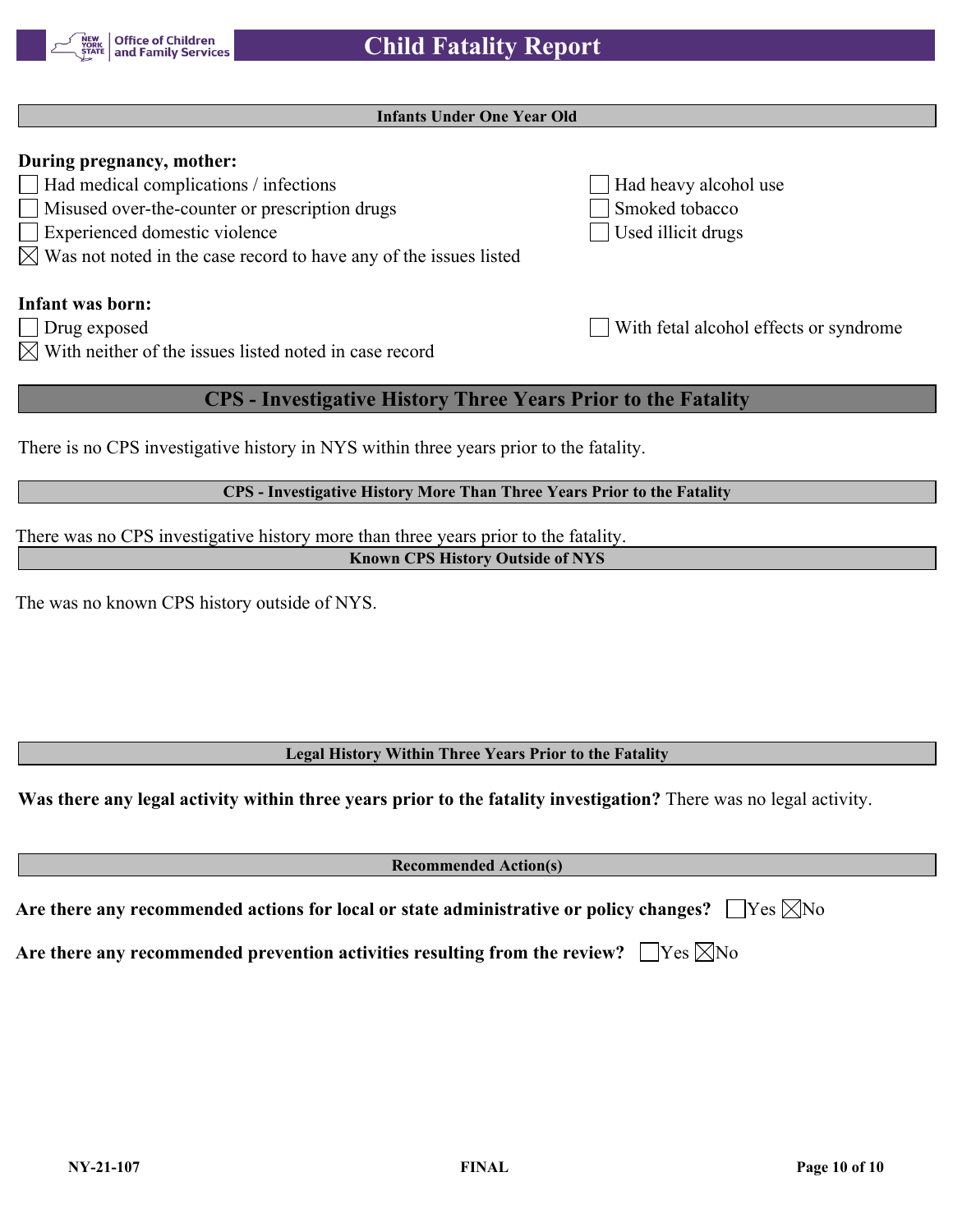### Infants Under One Year Old

**During pregnancy, mother:**

- ☐ Had medical complications / infections
- ☐ Had heavy alcohol use
- ☐ Misused over-the-counter or prescription drugs
- ☐ Smoked tobacco
- ☐ Experienced domestic violence
- ☐ Used illicit drugs
- ☒ Was not noted in the case record to have any of the issues listed

**Infant was born:**

- ☐ Drug exposed
- ☐ With fetal alcohol effects or syndrome
- ☒ With neither of the issues listed noted in case record

## CPS - Investigative History Three Years Prior to the Fatality

There is no CPS investigative history in NYS within three years prior to the fatality.

### CPS - Investigative History More Than Three Years Prior to the Fatality

There was no CPS investigative history more than three years prior to the fatality.

### Known CPS History Outside of NYS

The was no known CPS history outside of NYS.

### Legal History Within Three Years Prior to the Fatality

**Was there any legal activity within three years prior to the fatality investigation?** There was no legal activity.

### Recommended Action(s)

**Are there any recommended actions for local or state administrative or policy changes?** ☐ Yes ☒ No

**Are there any recommended prevention activities resulting from the review?** ☐ Yes ☒ No